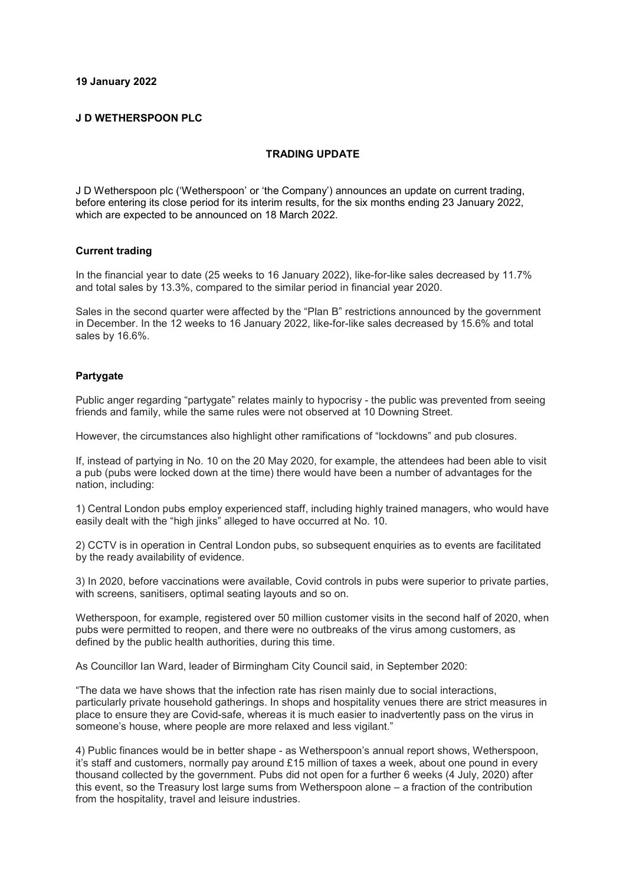**19 January 2022**

**J D WETHERSPOON PLC**

**TRADING UPDATE**

J D Wetherspoon plc ('Wetherspoon' or 'the Company') announces an update on current trading, before entering its close period for its interim results, for the six months ending 23 January 2022, which are expected to be announced on 18 March 2022.

**Current trading**

In the financial year to date (25 weeks to 16 January 2022), like-for-like sales decreased by 11.7% and total sales by 13.3%, compared to the similar period in financial year 2020.

Sales in the second quarter were affected by the "Plan B" restrictions announced by the government in December. In the 12 weeks to 16 January 2022, like-for-like sales decreased by 15.6% and total sales by 16.6%.

**Partygate**

Public anger regarding "partygate" relates mainly to hypocrisy - the public was prevented from seeing friends and family, while the same rules were not observed at 10 Downing Street.

However, the circumstances also highlight other ramifications of "lockdowns" and pub closures.

If, instead of partying in No. 10 on the 20 May 2020, for example, the attendees had been able to visit a pub (pubs were locked down at the time) there would have been a number of advantages for the nation, including:

1) Central London pubs employ experienced staff, including highly trained managers, who would have easily dealt with the "high jinks" alleged to have occurred at No. 10.

2) CCTV is in operation in Central London pubs, so subsequent enquiries as to events are facilitated by the ready availability of evidence.

3) In 2020, before vaccinations were available, Covid controls in pubs were superior to private parties, with screens, sanitisers, optimal seating layouts and so on.

Wetherspoon, for example, registered over 50 million customer visits in the second half of 2020, when pubs were permitted to reopen, and there were no outbreaks of the virus among customers, as defined by the public health authorities, during this time.

As Councillor Ian Ward, leader of Birmingham City Council said, in September 2020:

"The data we have shows that the infection rate has risen mainly due to social interactions, particularly private household gatherings. In shops and hospitality venues there are strict measures in place to ensure they are Covid-safe, whereas it is much easier to inadvertently pass on the virus in someone's house, where people are more relaxed and less vigilant."

4) Public finances would be in better shape - as Wetherspoon's annual report shows, Wetherspoon, it's staff and customers, normally pay around £15 million of taxes a week, about one pound in every thousand collected by the government. Pubs did not open for a further 6 weeks (4 July, 2020) after this event, so the Treasury lost large sums from Wetherspoon alone – a fraction of the contribution from the hospitality, travel and leisure industries.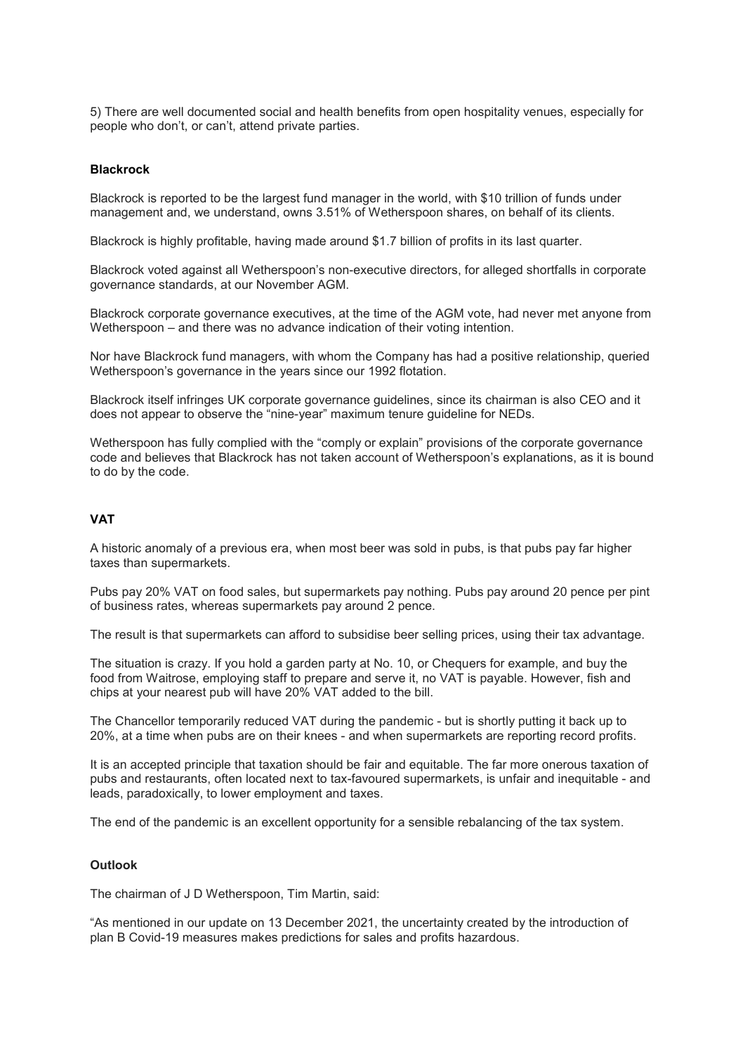5) There are well documented social and health benefits from open hospitality venues, especially for people who don't, or can't, attend private parties.

**Blackrock**

Blackrock is reported to be the largest fund manager in the world, with $10 trillion of funds under management and, we understand, owns 3.51% of Wetherspoon shares, on behalf of its clients.

Blackrock is highly profitable, having made around $1.7 billion of profits in its last quarter.

Blackrock voted against all Wetherspoon's non-executive directors, for alleged shortfalls in corporate governance standards, at our November AGM.

Blackrock corporate governance executives, at the time of the AGM vote, had never met anyone from Wetherspoon – and there was no advance indication of their voting intention.

Nor have Blackrock fund managers, with whom the Company has had a positive relationship, queried Wetherspoon's governance in the years since our 1992 flotation.

Blackrock itself infringes UK corporate governance guidelines, since its chairman is also CEO and it does not appear to observe the "nine-year" maximum tenure guideline for NEDs.

Wetherspoon has fully complied with the "comply or explain" provisions of the corporate governance code and believes that Blackrock has not taken account of Wetherspoon's explanations, as it is bound to do by the code.

**VAT**

A historic anomaly of a previous era, when most beer was sold in pubs, is that pubs pay far higher taxes than supermarkets.

Pubs pay 20% VAT on food sales, but supermarkets pay nothing. Pubs pay around 20 pence per pint of business rates, whereas supermarkets pay around 2 pence.

The result is that supermarkets can afford to subsidise beer selling prices, using their tax advantage.

The situation is crazy. If you hold a garden party at No. 10, or Chequers for example, and buy the food from Waitrose, employing staff to prepare and serve it, no VAT is payable. However, fish and chips at your nearest pub will have 20% VAT added to the bill.

The Chancellor temporarily reduced VAT during the pandemic - but is shortly putting it back up to 20%, at a time when pubs are on their knees - and when supermarkets are reporting record profits.

It is an accepted principle that taxation should be fair and equitable. The far more onerous taxation of pubs and restaurants, often located next to tax-favoured supermarkets, is unfair and inequitable - and leads, paradoxically, to lower employment and taxes.

The end of the pandemic is an excellent opportunity for a sensible rebalancing of the tax system.

**Outlook**

The chairman of J D Wetherspoon, Tim Martin, said:

"As mentioned in our update on 13 December 2021, the uncertainty created by the introduction of plan B Covid-19 measures makes predictions for sales and profits hazardous.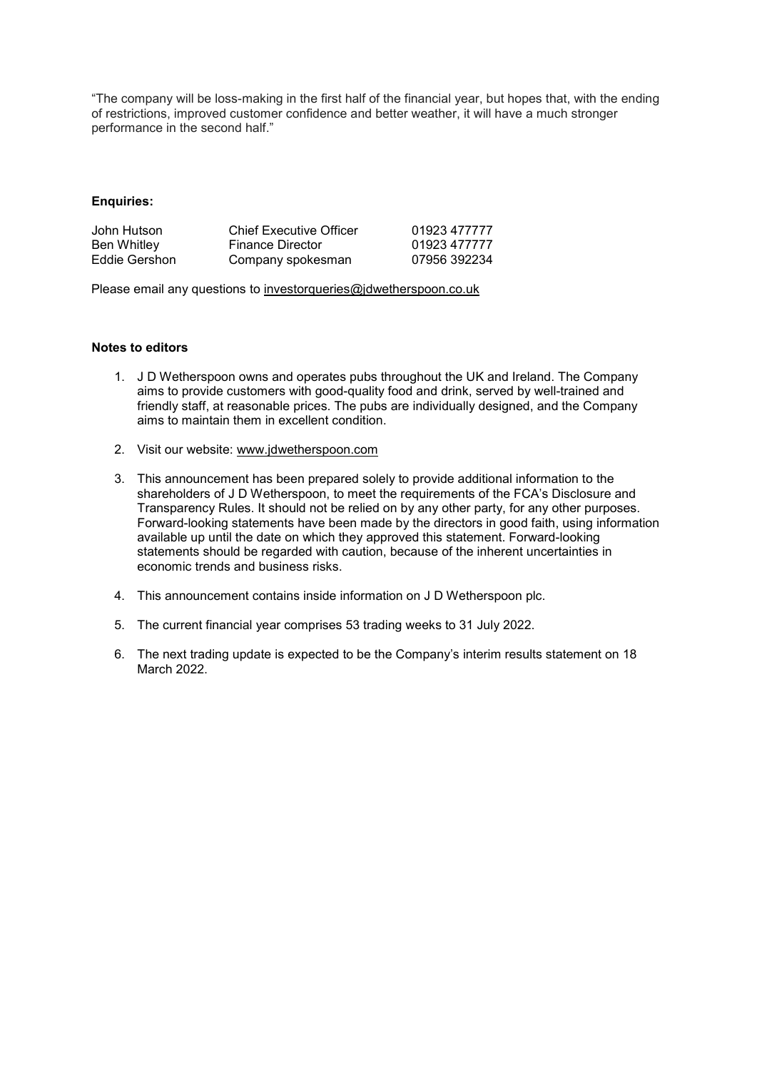"The company will be loss-making in the first half of the financial year, but hopes that, with the ending of restrictions, improved customer confidence and better weather, it will have a much stronger performance in the second half."

**Enquiries:**

| | | |
|---|---|---|
| John Hutson | Chief Executive Officer | 01923 477777 |
| Ben Whitley | Finance Director | 01923 477777 |
| Eddie Gershon | Company spokesman | 07956 392234 |

Please email any questions to investorqueries@jdwetherspoon.co.uk

**Notes to editors**

1. J D Wetherspoon owns and operates pubs throughout the UK and Ireland. The Company aims to provide customers with good-quality food and drink, served by well-trained and friendly staff, at reasonable prices. The pubs are individually designed, and the Company aims to maintain them in excellent condition.

2. Visit our website: www.jdwetherspoon.com

3. This announcement has been prepared solely to provide additional information to the shareholders of J D Wetherspoon, to meet the requirements of the FCA's Disclosure and Transparency Rules. It should not be relied on by any other party, for any other purposes. Forward-looking statements have been made by the directors in good faith, using information available up until the date on which they approved this statement. Forward-looking statements should be regarded with caution, because of the inherent uncertainties in economic trends and business risks.

4. This announcement contains inside information on J D Wetherspoon plc.

5. The current financial year comprises 53 trading weeks to 31 July 2022.

6. The next trading update is expected to be the Company's interim results statement on 18 March 2022.